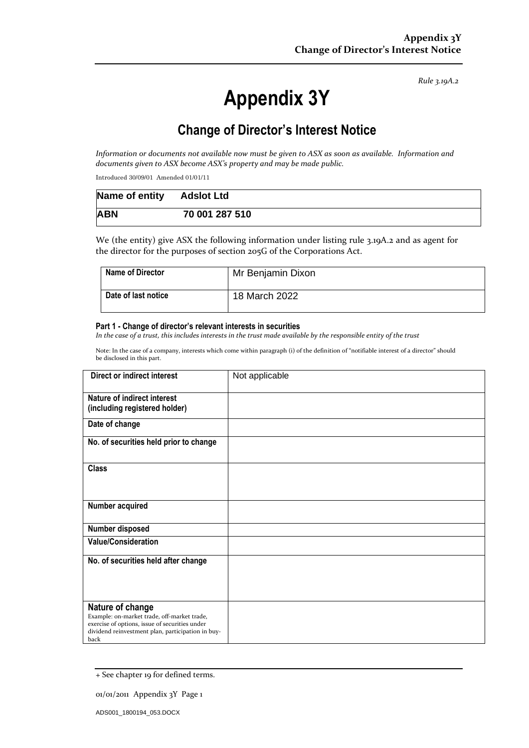*Rule 3.19A.2*

# Appendix 3Y

## Change of Director's Interest Notice

*Information or documents not available now must be given to ASX as soon as available. Information and documents given to ASX become ASX's property and may be made public.*

Introduced 30/09/01 Amended 01/01/11

| | |
|---|---|
| **Name of entity** | **Adslot Ltd** |
| **ABN** | **70 001 287 510** |

We (the entity) give ASX the following information under listing rule 3.19A.2 and as agent for the director for the purposes of section 205G of the Corporations Act.

| | |
|---|---|
| **Name of Director** | Mr Benjamin Dixon |
| **Date of last notice** | 18 March 2022 |

#### Part 1 - Change of director's relevant interests in securities

*In the case of a trust, this includes interests in the trust made available by the responsible entity of the trust*

Note: In the case of a company, interests which come within paragraph (i) of the definition of "notifiable interest of a director" should be disclosed in this part.

| | |
|---|---|
| **Direct or indirect interest** | Not applicable |
| **Nature of indirect interest (including registered holder)** | |
| **Date of change** | |
| **No. of securities held prior to change** | |
| **Class** | |
| **Number acquired** | |
| **Number disposed** | |
| **Value/Consideration** | |
| **No. of securities held after change** | |
| **Nature of change** Example: on-market trade, off-market trade, exercise of options, issue of securities under dividend reinvestment plan, participation in buy-back | |

+ See chapter 19 for defined terms.

ADS001_1800194_053.DOCX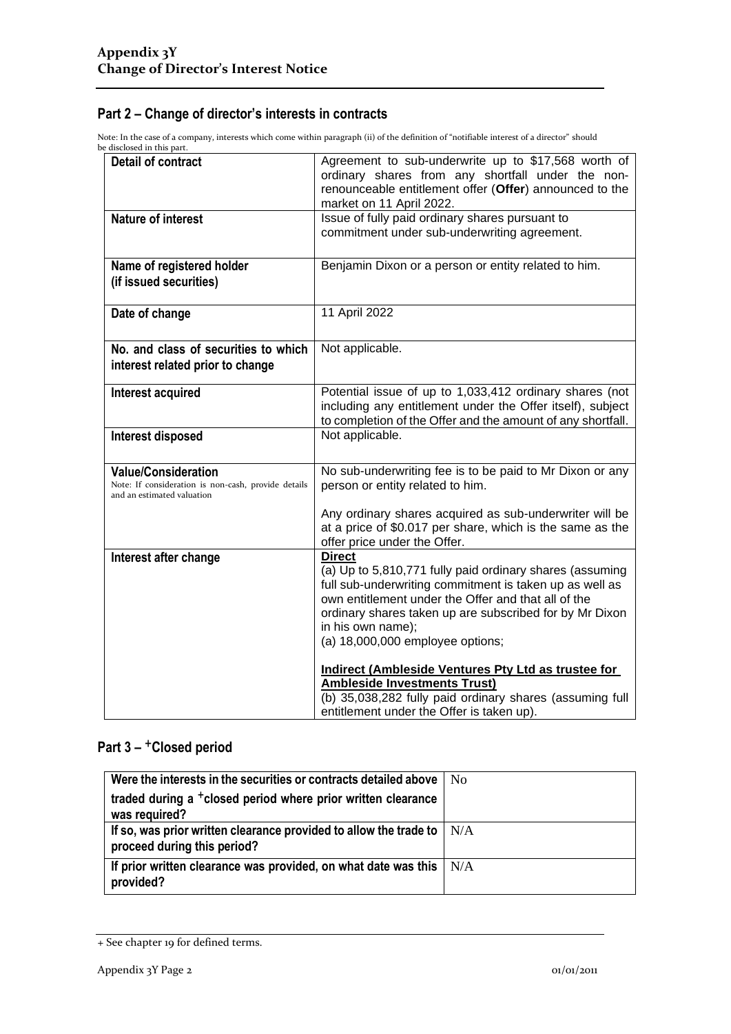## Part 2 – Change of director's interests in contracts

Note: In the case of a company, interests which come within paragraph (ii) of the definition of "notifiable interest of a director" should be disclosed in this part.

| | |
|---|---|
| **Detail of contract** | Agreement to sub-underwrite up to $17,568 worth of ordinary shares from any shortfall under the non-renounceable entitlement offer (**Offer**) announced to the market on 11 April 2022. |
| **Nature of interest** | Issue of fully paid ordinary shares pursuant to commitment under sub-underwriting agreement. |
| **Name of registered holder (if issued securities)** | Benjamin Dixon or a person or entity related to him. |
| **Date of change** | 11 April 2022 |
| **No. and class of securities to which interest related prior to change** | Not applicable. |
| **Interest acquired** | Potential issue of up to 1,033,412 ordinary shares (not including any entitlement under the Offer itself), subject to completion of the Offer and the amount of any shortfall. |
| **Interest disposed** | Not applicable. |
| **Value/Consideration** Note: If consideration is non-cash, provide details and an estimated valuation | No sub-underwriting fee is to be paid to Mr Dixon or any person or entity related to him. Any ordinary shares acquired as sub-underwriter will be at a price of $0.017 per share, which is the same as the offer price under the Offer. |
| **Interest after change** | **Direct** (a) Up to 5,810,771 fully paid ordinary shares (assuming full sub-underwriting commitment is taken up as well as own entitlement under the Offer and that all of the ordinary shares taken up are subscribed for by Mr Dixon in his own name); (a) 18,000,000 employee options; **Indirect (Ambleside Ventures Pty Ltd as trustee for Ambleside Investments Trust)** (b) 35,038,282 fully paid ordinary shares (assuming full entitlement under the Offer is taken up). |

## Part 3 – +Closed period

| | |
|---|---|
| **Were the interests in the securities or contracts detailed above traded during a +closed period where prior written clearance was required?** | No |
| **If so, was prior written clearance provided to allow the trade to proceed during this period?** | N/A |
| **If prior written clearance was provided, on what date was this provided?** | N/A |

+ See chapter 19 for defined terms.